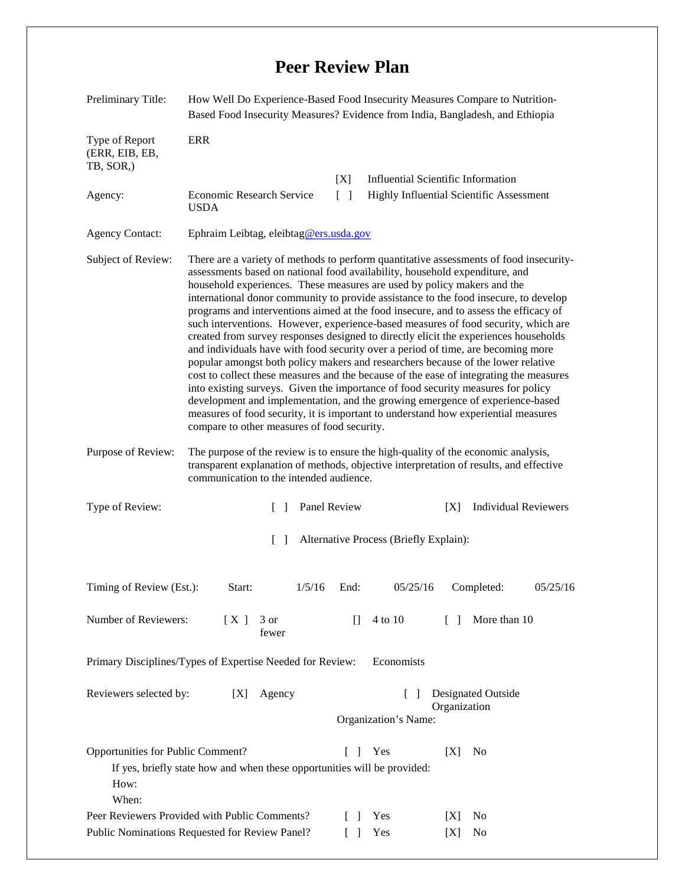# Peer Review Plan

Preliminary Title: How Well Do Experience-Based Food Insecurity Measures Compare to Nutrition-Based Food Insecurity Measures? Evidence from India, Bangladesh, and Ethiopia

Type of Report (ERR, EIB, EB, TB, SOR,): ERR

[X] Influential Scientific Information

[ ] Highly Influential Scientific Assessment

Agency: Economic Research Service USDA

Agency Contact: Ephraim Leibtag, eleibtag@ers.usda.gov

Subject of Review: There are a variety of methods to perform quantitative assessments of food insecurity-assessments based on national food availability, household expenditure, and household experiences. These measures are used by policy makers and the international donor community to provide assistance to the food insecure, to develop programs and interventions aimed at the food insecure, and to assess the efficacy of such interventions. However, experience-based measures of food security, which are created from survey responses designed to directly elicit the experiences households and individuals have with food security over a period of time, are becoming more popular amongst both policy makers and researchers because of the lower relative cost to collect these measures and the because of the ease of integrating the measures into existing surveys. Given the importance of food security measures for policy development and implementation, and the growing emergence of experience-based measures of food security, it is important to understand how experiential measures compare to other measures of food security.

Purpose of Review: The purpose of the review is to ensure the high-quality of the economic analysis, transparent explanation of methods, objective interpretation of results, and effective communication to the intended audience.

Type of Review: [ ] Panel Review [X] Individual Reviewers

[ ] Alternative Process (Briefly Explain):

Timing of Review (Est.): Start: 1/5/16 End: 05/25/16 Completed: 05/25/16

Number of Reviewers: [ X ] 3 or fewer [] 4 to 10 [ ] More than 10

Primary Disciplines/Types of Expertise Needed for Review: Economists

Reviewers selected by: [X] Agency [ ] Designated Outside Organization

Organization's Name:

Opportunities for Public Comment? [ ] Yes [X] No

If yes, briefly state how and when these opportunities will be provided:

How:

When:

Peer Reviewers Provided with Public Comments? [ ] Yes [X] No

Public Nominations Requested for Review Panel? [ ] Yes [X] No